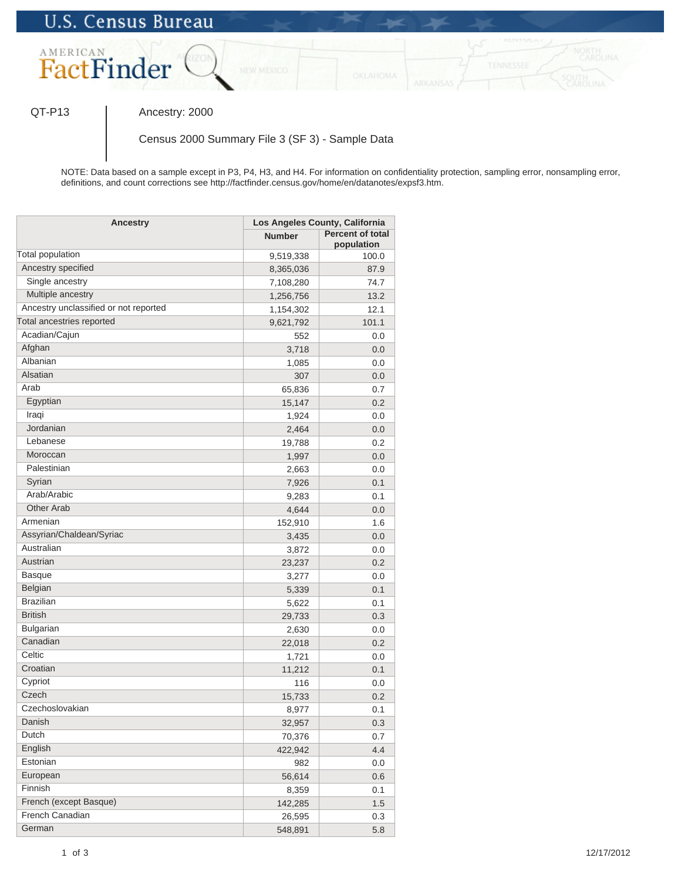U.S. Census Bureau

AMERICAN FactFinder

QT-P13 | Ancestry: 2000

Census 2000 Summary File 3 (SF 3) - Sample Data

NOTE: Data based on a sample except in P3, P4, H3, and H4. For information on confidentiality protection, sampling error, nonsampling error, definitions, and count corrections see http://factfinder.census.gov/home/en/datanotes/expsf3.htm.

| Ancestry | Los Angeles County, California | |
|---|---|---|
| | Number | Percent of total population |
| Total population | 9,519,338 | 100.0 |
| Ancestry specified | 8,365,036 | 87.9 |
| Single ancestry | 7,108,280 | 74.7 |
| Multiple ancestry | 1,256,756 | 13.2 |
| Ancestry unclassified or not reported | 1,154,302 | 12.1 |
| Total ancestries reported | 9,621,792 | 101.1 |
| Acadian/Cajun | 552 | 0.0 |
| Afghan | 3,718 | 0.0 |
| Albanian | 1,085 | 0.0 |
| Alsatian | 307 | 0.0 |
| Arab | 65,836 | 0.7 |
| Egyptian | 15,147 | 0.2 |
| Iraqi | 1,924 | 0.0 |
| Jordanian | 2,464 | 0.0 |
| Lebanese | 19,788 | 0.2 |
| Moroccan | 1,997 | 0.0 |
| Palestinian | 2,663 | 0.0 |
| Syrian | 7,926 | 0.1 |
| Arab/Arabic | 9,283 | 0.1 |
| Other Arab | 4,644 | 0.0 |
| Armenian | 152,910 | 1.6 |
| Assyrian/Chaldean/Syriac | 3,435 | 0.0 |
| Australian | 3,872 | 0.0 |
| Austrian | 23,237 | 0.2 |
| Basque | 3,277 | 0.0 |
| Belgian | 5,339 | 0.1 |
| Brazilian | 5,622 | 0.1 |
| British | 29,733 | 0.3 |
| Bulgarian | 2,630 | 0.0 |
| Canadian | 22,018 | 0.2 |
| Celtic | 1,721 | 0.0 |
| Croatian | 11,212 | 0.1 |
| Cypriot | 116 | 0.0 |
| Czech | 15,733 | 0.2 |
| Czechoslovakian | 8,977 | 0.1 |
| Danish | 32,957 | 0.3 |
| Dutch | 70,376 | 0.7 |
| English | 422,942 | 4.4 |
| Estonian | 982 | 0.0 |
| European | 56,614 | 0.6 |
| Finnish | 8,359 | 0.1 |
| French (except Basque) | 142,285 | 1.5 |
| French Canadian | 26,595 | 0.3 |
| German | 548,891 | 5.8 |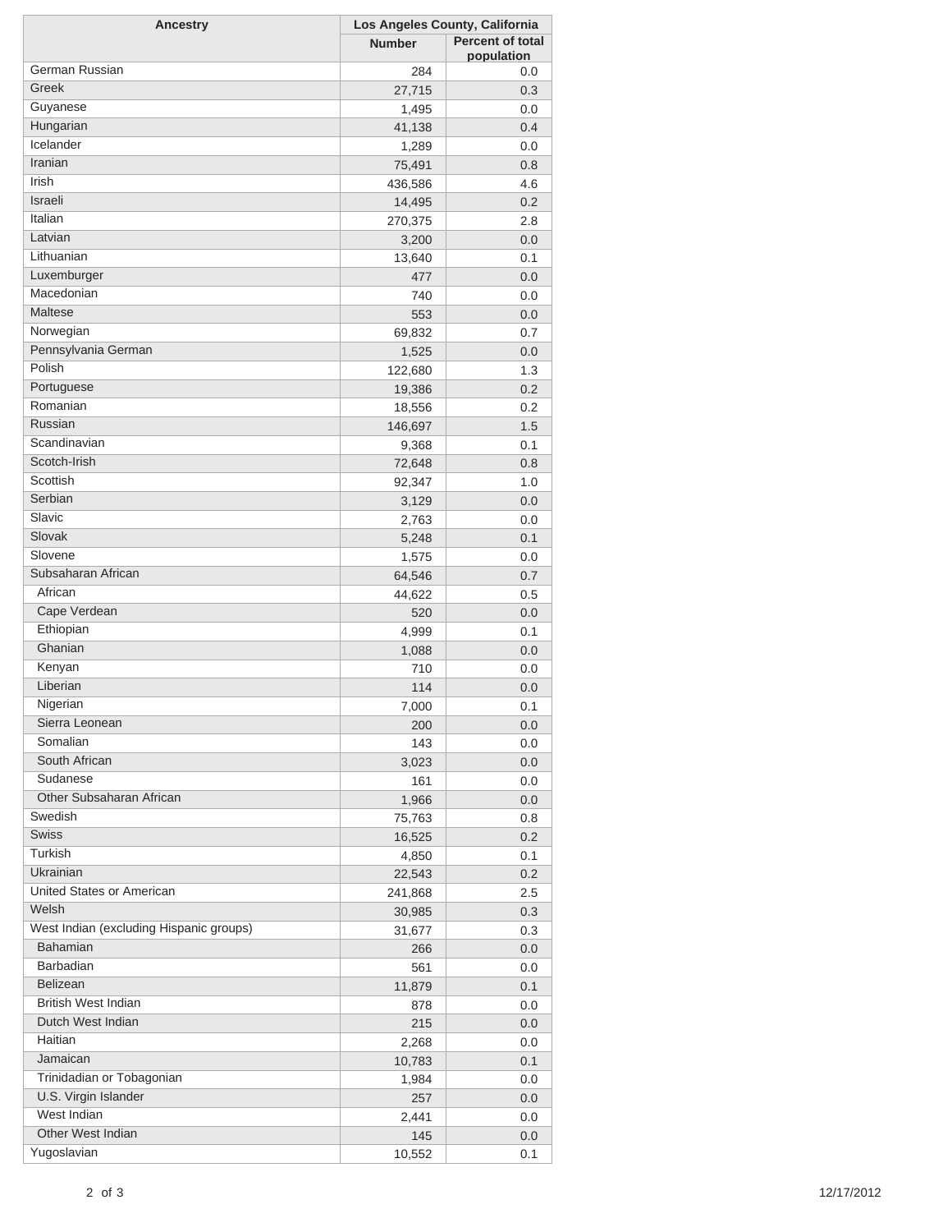| Ancestry | Los Angeles County, California | |
|---|---|---|
| | Number | Percent of total population |
| German Russian | 284 | 0.0 |
| Greek | 27,715 | 0.3 |
| Guyanese | 1,495 | 0.0 |
| Hungarian | 41,138 | 0.4 |
| Icelander | 1,289 | 0.0 |
| Iranian | 75,491 | 0.8 |
| Irish | 436,586 | 4.6 |
| Israeli | 14,495 | 0.2 |
| Italian | 270,375 | 2.8 |
| Latvian | 3,200 | 0.0 |
| Lithuanian | 13,640 | 0.1 |
| Luxemburger | 477 | 0.0 |
| Macedonian | 740 | 0.0 |
| Maltese | 553 | 0.0 |
| Norwegian | 69,832 | 0.7 |
| Pennsylvania German | 1,525 | 0.0 |
| Polish | 122,680 | 1.3 |
| Portuguese | 19,386 | 0.2 |
| Romanian | 18,556 | 0.2 |
| Russian | 146,697 | 1.5 |
| Scandinavian | 9,368 | 0.1 |
| Scotch-Irish | 72,648 | 0.8 |
| Scottish | 92,347 | 1.0 |
| Serbian | 3,129 | 0.0 |
| Slavic | 2,763 | 0.0 |
| Slovak | 5,248 | 0.1 |
| Slovene | 1,575 | 0.0 |
| Subsaharan African | 64,546 | 0.7 |
| African | 44,622 | 0.5 |
| Cape Verdean | 520 | 0.0 |
| Ethiopian | 4,999 | 0.1 |
| Ghanian | 1,088 | 0.0 |
| Kenyan | 710 | 0.0 |
| Liberian | 114 | 0.0 |
| Nigerian | 7,000 | 0.1 |
| Sierra Leonean | 200 | 0.0 |
| Somalian | 143 | 0.0 |
| South African | 3,023 | 0.0 |
| Sudanese | 161 | 0.0 |
| Other Subsaharan African | 1,966 | 0.0 |
| Swedish | 75,763 | 0.8 |
| Swiss | 16,525 | 0.2 |
| Turkish | 4,850 | 0.1 |
| Ukrainian | 22,543 | 0.2 |
| United States or American | 241,868 | 2.5 |
| Welsh | 30,985 | 0.3 |
| West Indian (excluding Hispanic groups) | 31,677 | 0.3 |
| Bahamian | 266 | 0.0 |
| Barbadian | 561 | 0.0 |
| Belizean | 11,879 | 0.1 |
| British West Indian | 878 | 0.0 |
| Dutch West Indian | 215 | 0.0 |
| Haitian | 2,268 | 0.0 |
| Jamaican | 10,783 | 0.1 |
| Trinidadian or Tobagonian | 1,984 | 0.0 |
| U.S. Virgin Islander | 257 | 0.0 |
| West Indian | 2,441 | 0.0 |
| Other West Indian | 145 | 0.0 |
| Yugoslavian | 10,552 | 0.1 |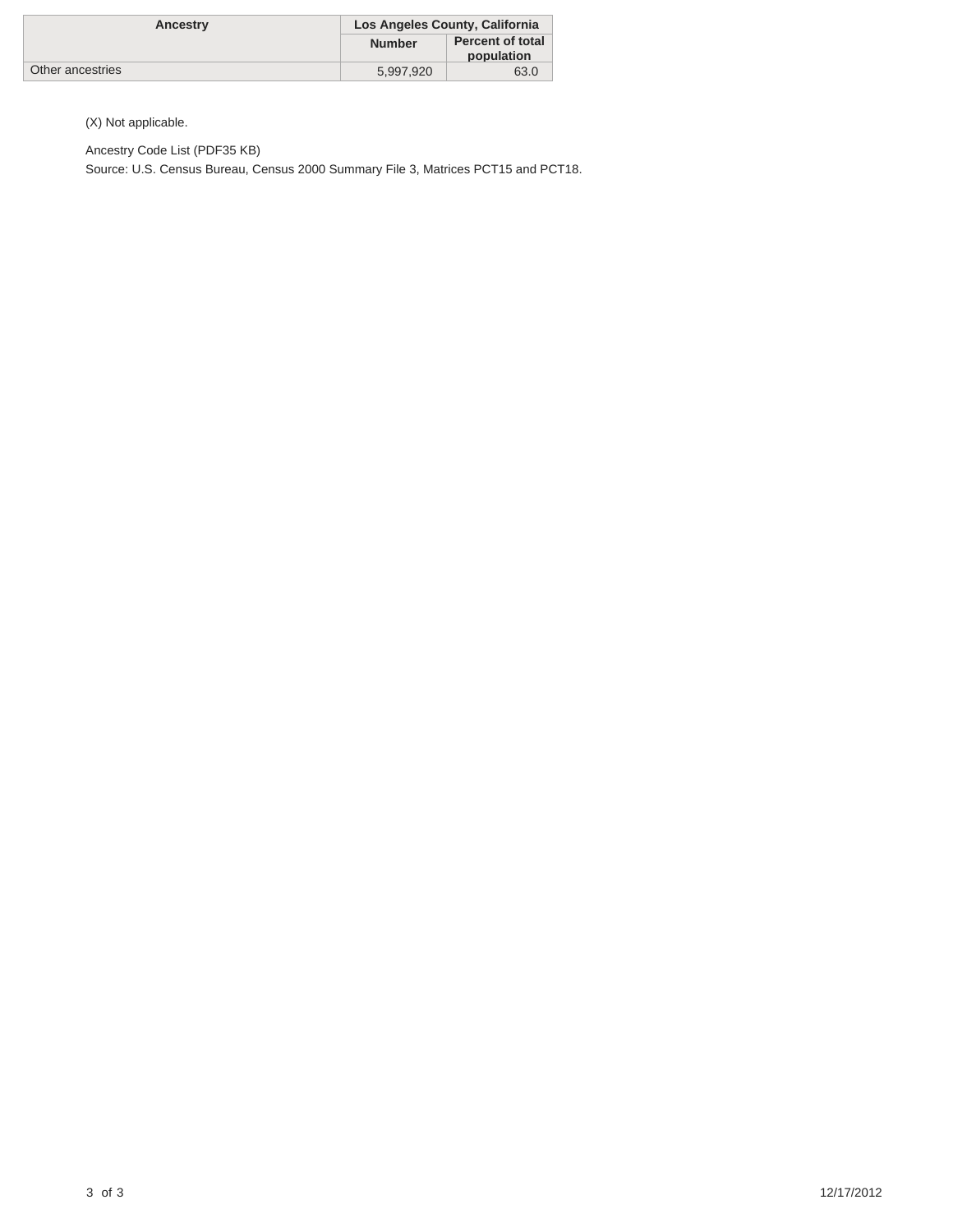| Ancestry | Los Angeles County, California | |
| --- | --- | --- |
| | Number | Percent of total population |
| Other ancestries | 5,997,920 | 63.0 |

(X) Not applicable.

Ancestry Code List (PDF35 KB)

Source: U.S. Census Bureau, Census 2000 Summary File 3, Matrices PCT15 and PCT18.